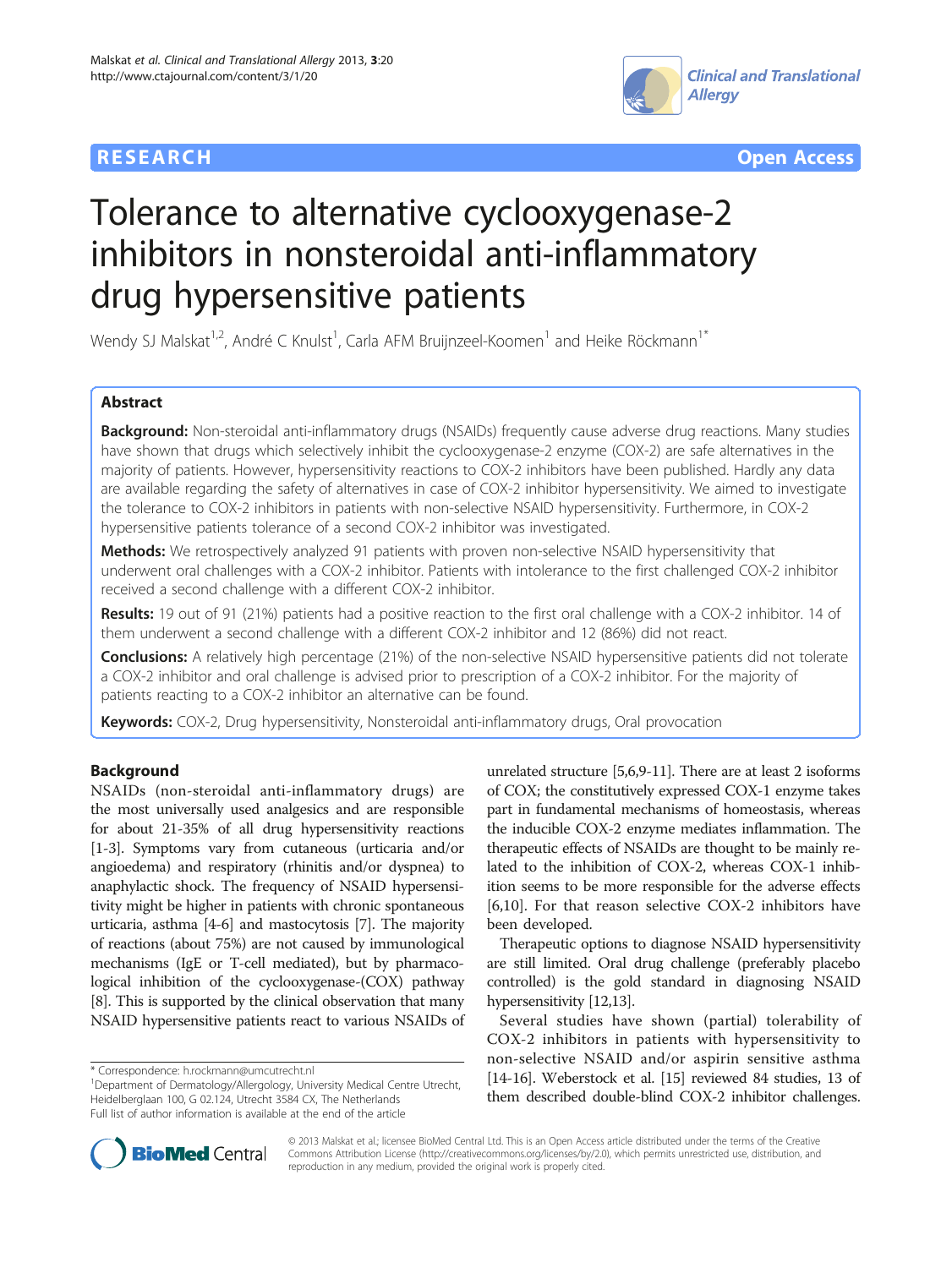**RESEARCH** **Open Access**

# Tolerance to alternative cyclooxygenase-2 inhibitors in nonsteroidal anti-inflammatory drug hypersensitive patients

Wendy SJ Malskat[1,2], André C Knulst[1], Carla AFM Bruijnzeel-Koomen[1] and Heike Röckmann[1*]

## Abstract

**Background:** Non-steroidal anti-inflammatory drugs (NSAIDs) frequently cause adverse drug reactions. Many studies have shown that drugs which selectively inhibit the cyclooxygenase-2 enzyme (COX-2) are safe alternatives in the majority of patients. However, hypersensitivity reactions to COX-2 inhibitors have been published. Hardly any data are available regarding the safety of alternatives in case of COX-2 inhibitor hypersensitivity. We aimed to investigate the tolerance to COX-2 inhibitors in patients with non-selective NSAID hypersensitivity. Furthermore, in COX-2 hypersensitive patients tolerance of a second COX-2 inhibitor was investigated.

**Methods:** We retrospectively analyzed 91 patients with proven non-selective NSAID hypersensitivity that underwent oral challenges with a COX-2 inhibitor. Patients with intolerance to the first challenged COX-2 inhibitor received a second challenge with a different COX-2 inhibitor.

**Results:** 19 out of 91 (21%) patients had a positive reaction to the first oral challenge with a COX-2 inhibitor. 14 of them underwent a second challenge with a different COX-2 inhibitor and 12 (86%) did not react.

**Conclusions:** A relatively high percentage (21%) of the non-selective NSAID hypersensitive patients did not tolerate a COX-2 inhibitor and oral challenge is advised prior to prescription of a COX-2 inhibitor. For the majority of patients reacting to a COX-2 inhibitor an alternative can be found.

**Keywords:** COX-2, Drug hypersensitivity, Nonsteroidal anti-inflammatory drugs, Oral provocation

## Background

NSAIDs (non-steroidal anti-inflammatory drugs) are the most universally used analgesics and are responsible for about 21-35% of all drug hypersensitivity reactions [1-3]. Symptoms vary from cutaneous (urticaria and/or angioedema) and respiratory (rhinitis and/or dyspnea) to anaphylactic shock. The frequency of NSAID hypersensitivity might be higher in patients with chronic spontaneous urticaria, asthma [4-6] and mastocytosis [7]. The majority of reactions (about 75%) are not caused by immunological mechanisms (IgE or T-cell mediated), but by pharmacological inhibition of the cyclooxygenase-(COX) pathway [8]. This is supported by the clinical observation that many NSAID hypersensitive patients react to various NSAIDs of unrelated structure [5,6,9-11]. There are at least 2 isoforms of COX; the constitutively expressed COX-1 enzyme takes part in fundamental mechanisms of homeostasis, whereas the inducible COX-2 enzyme mediates inflammation. The therapeutic effects of NSAIDs are thought to be mainly related to the inhibition of COX-2, whereas COX-1 inhibition seems to be more responsible for the adverse effects [6,10]. For that reason selective COX-2 inhibitors have been developed.

Therapeutic options to diagnose NSAID hypersensitivity are still limited. Oral drug challenge (preferably placebo controlled) is the gold standard in diagnosing NSAID hypersensitivity [12,13].

Several studies have shown (partial) tolerability of COX-2 inhibitors in patients with hypersensitivity to non-selective NSAID and/or aspirin sensitive asthma [14-16]. Weberstock et al. [15] reviewed 84 studies, 13 of them described double-blind COX-2 inhibitor challenges.

\* Correspondence: h.rockmann@umcutrecht.nl
[1]Department of Dermatology/Allergology, University Medical Centre Utrecht, Heidelberglaan 100, G 02.124, Utrecht 3584 CX, The Netherlands
Full list of author information is available at the end of the article

© 2013 Malskat et al.; licensee BioMed Central Ltd. This is an Open Access article distributed under the terms of the Creative Commons Attribution License (http://creativecommons.org/licenses/by/2.0), which permits unrestricted use, distribution, and reproduction in any medium, provided the original work is properly cited.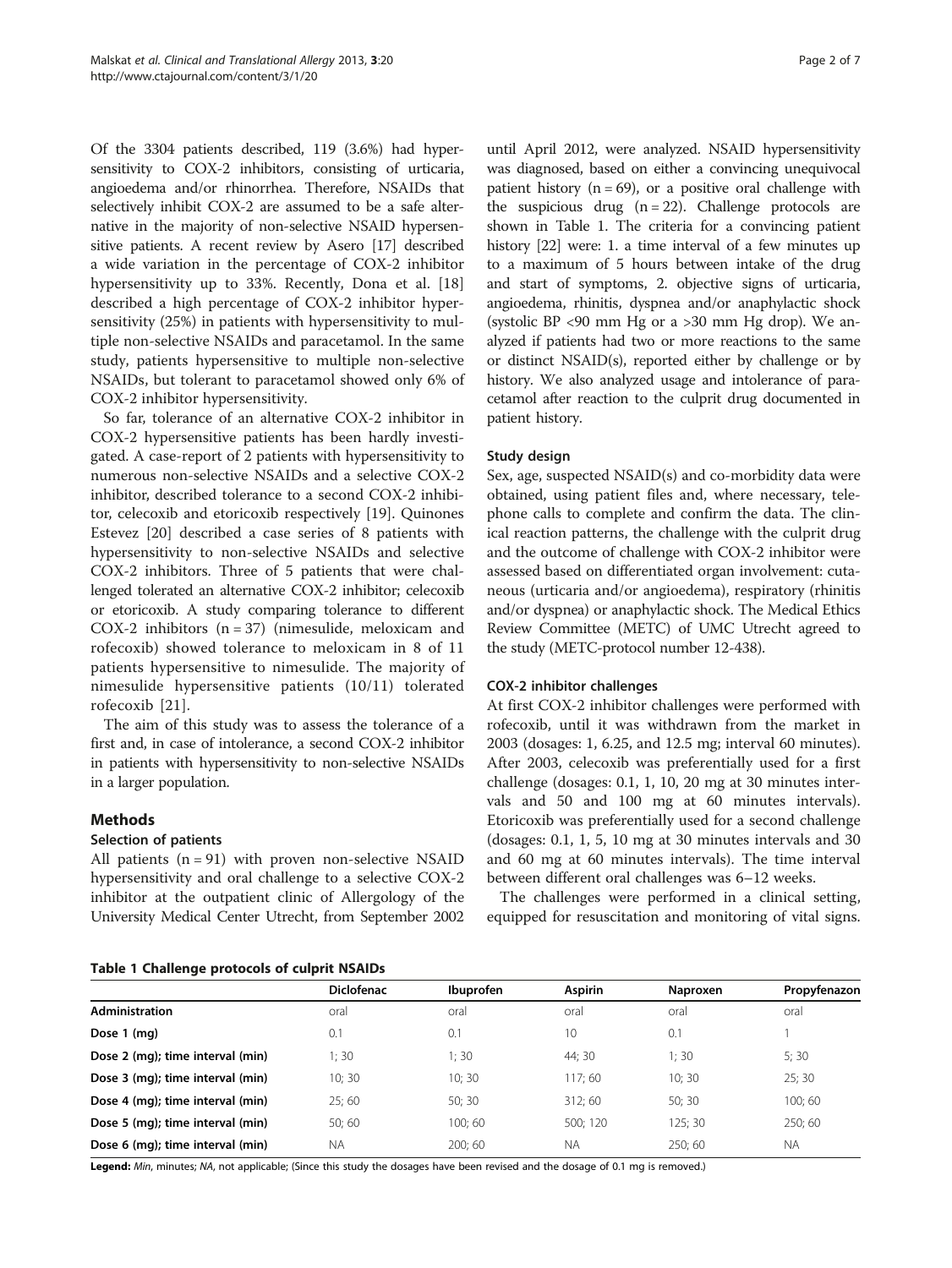Of the 3304 patients described, 119 (3.6%) had hypersensitivity to COX-2 inhibitors, consisting of urticaria, angioedema and/or rhinorrhea. Therefore, NSAIDs that selectively inhibit COX-2 are assumed to be a safe alternative in the majority of non-selective NSAID hypersensitive patients. A recent review by Asero [17] described a wide variation in the percentage of COX-2 inhibitor hypersensitivity up to 33%. Recently, Dona et al. [18] described a high percentage of COX-2 inhibitor hypersensitivity (25%) in patients with hypersensitivity to multiple non-selective NSAIDs and paracetamol. In the same study, patients hypersensitive to multiple non-selective NSAIDs, but tolerant to paracetamol showed only 6% of COX-2 inhibitor hypersensitivity.

So far, tolerance of an alternative COX-2 inhibitor in COX-2 hypersensitive patients has been hardly investigated. A case-report of 2 patients with hypersensitivity to numerous non-selective NSAIDs and a selective COX-2 inhibitor, described tolerance to a second COX-2 inhibitor, celecoxib and etoricoxib respectively [19]. Quinones Estevez [20] described a case series of 8 patients with hypersensitivity to non-selective NSAIDs and selective COX-2 inhibitors. Three of 5 patients that were challenged tolerated an alternative COX-2 inhibitor; celecoxib or etoricoxib. A study comparing tolerance to different COX-2 inhibitors (n = 37) (nimesulide, meloxicam and rofecoxib) showed tolerance to meloxicam in 8 of 11 patients hypersensitive to nimesulide. The majority of nimesulide hypersensitive patients (10/11) tolerated rofecoxib [21].

The aim of this study was to assess the tolerance of a first and, in case of intolerance, a second COX-2 inhibitor in patients with hypersensitivity to non-selective NSAIDs in a larger population.

## Methods

### Selection of patients

All patients (n = 91) with proven non-selective NSAID hypersensitivity and oral challenge to a selective COX-2 inhibitor at the outpatient clinic of Allergology of the University Medical Center Utrecht, from September 2002 until April 2012, were analyzed. NSAID hypersensitivity was diagnosed, based on either a convincing unequivocal patient history (n = 69), or a positive oral challenge with the suspicious drug (n = 22). Challenge protocols are shown in Table 1. The criteria for a convincing patient history [22] were: 1. a time interval of a few minutes up to a maximum of 5 hours between intake of the drug and start of symptoms, 2. objective signs of urticaria, angioedema, rhinitis, dyspnea and/or anaphylactic shock (systolic BP <90 mm Hg or a >30 mm Hg drop). We analyzed if patients had two or more reactions to the same or distinct NSAID(s), reported either by challenge or by history. We also analyzed usage and intolerance of paracetamol after reaction to the culprit drug documented in patient history.

### Study design

Sex, age, suspected NSAID(s) and co-morbidity data were obtained, using patient files and, where necessary, telephone calls to complete and confirm the data. The clinical reaction patterns, the challenge with the culprit drug and the outcome of challenge with COX-2 inhibitor were assessed based on differentiated organ involvement: cutaneous (urticaria and/or angioedema), respiratory (rhinitis and/or dyspnea) or anaphylactic shock. The Medical Ethics Review Committee (METC) of UMC Utrecht agreed to the study (METC-protocol number 12-438).

### COX-2 inhibitor challenges

At first COX-2 inhibitor challenges were performed with rofecoxib, until it was withdrawn from the market in 2003 (dosages: 1, 6.25, and 12.5 mg; interval 60 minutes). After 2003, celecoxib was preferentially used for a first challenge (dosages: 0.1, 1, 10, 20 mg at 30 minutes intervals and 50 and 100 mg at 60 minutes intervals). Etoricoxib was preferentially used for a second challenge (dosages: 0.1, 1, 5, 10 mg at 30 minutes intervals and 30 and 60 mg at 60 minutes intervals). The time interval between different oral challenges was 6–12 weeks.

The challenges were performed in a clinical setting, equipped for resuscitation and monitoring of vital signs.

**Table 1 Challenge protocols of culprit NSAIDs**

| | Diclofenac | Ibuprofen | Aspirin | Naproxen | Propyfenazon |
|---|---|---|---|---|---|
| **Administration** | oral | oral | oral | oral | oral |
| **Dose 1 (mg)** | 0.1 | 0.1 | 10 | 0.1 | 1 |
| **Dose 2 (mg); time interval (min)** | 1; 30 | 1; 30 | 44; 30 | 1; 30 | 5; 30 |
| **Dose 3 (mg); time interval (min)** | 10; 30 | 10; 30 | 117; 60 | 10; 30 | 25; 30 |
| **Dose 4 (mg); time interval (min)** | 25; 60 | 50; 30 | 312; 60 | 50; 30 | 100; 60 |
| **Dose 5 (mg); time interval (min)** | 50; 60 | 100; 60 | 500; 120 | 125; 30 | 250; 60 |
| **Dose 6 (mg); time interval (min)** | NA | 200; 60 | NA | 250; 60 | NA |

**Legend:** *Min*, minutes; *NA*, not applicable; (Since this study the dosages have been revised and the dosage of 0.1 mg is removed.)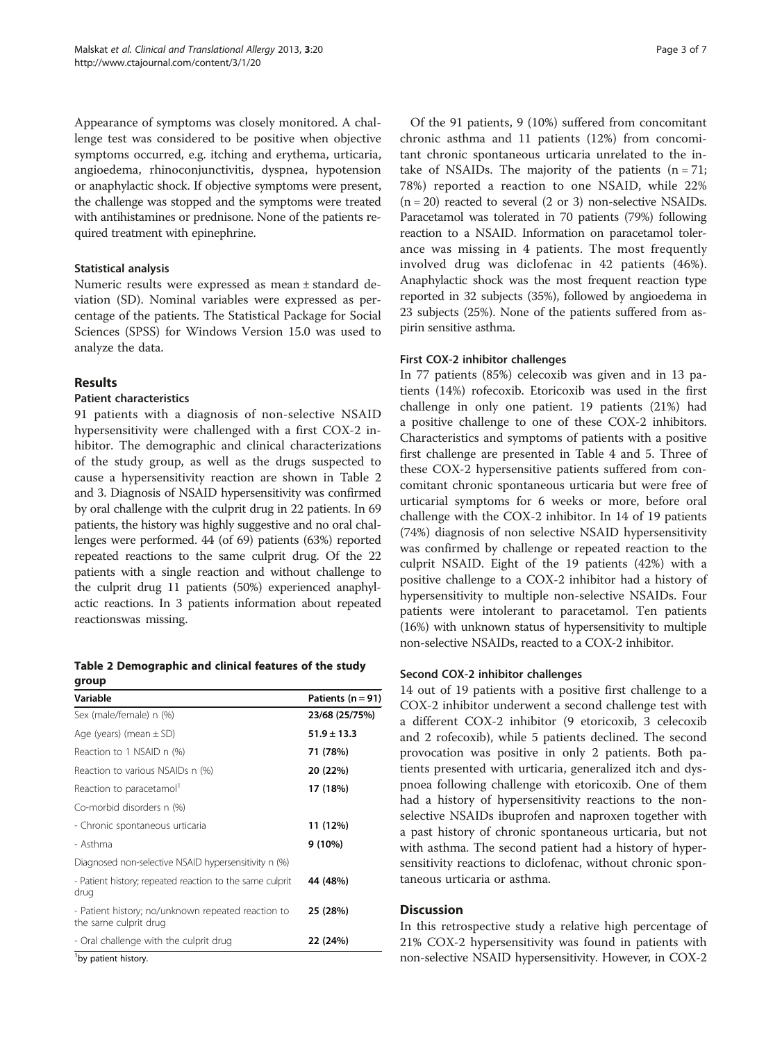Appearance of symptoms was closely monitored. A challenge test was considered to be positive when objective symptoms occurred, e.g. itching and erythema, urticaria, angioedema, rhinoconjunctivitis, dyspnea, hypotension or anaphylactic shock. If objective symptoms were present, the challenge was stopped and the symptoms were treated with antihistamines or prednisone. None of the patients required treatment with epinephrine.

### Statistical analysis

Numeric results were expressed as mean ± standard deviation (SD). Nominal variables were expressed as percentage of the patients. The Statistical Package for Social Sciences (SPSS) for Windows Version 15.0 was used to analyze the data.

## Results

### Patient characteristics

91 patients with a diagnosis of non-selective NSAID hypersensitivity were challenged with a first COX-2 inhibitor. The demographic and clinical characterizations of the study group, as well as the drugs suspected to cause a hypersensitivity reaction are shown in Table 2 and 3. Diagnosis of NSAID hypersensitivity was confirmed by oral challenge with the culprit drug in 22 patients. In 69 patients, the history was highly suggestive and no oral challenges were performed. 44 (of 69) patients (63%) reported repeated reactions to the same culprit drug. Of the 22 patients with a single reaction and without challenge to the culprit drug 11 patients (50%) experienced anaphylactic reactions. In 3 patients information about repeated reactionswas missing.

**Table 2 Demographic and clinical features of the study group**

| Variable | Patients (n = 91) |
|---|---|
| Sex (male/female) n (%) | 23/68 (25/75%) |
| Age (years) (mean ± SD) | 51.9 ± 13.3 |
| Reaction to 1 NSAID n (%) | 71 (78%) |
| Reaction to various NSAIDs n (%) | 20 (22%) |
| Reaction to paracetamol[1] | 17 (18%) |
| Co-morbid disorders n (%) | |
| - Chronic spontaneous urticaria | 11 (12%) |
| - Asthma | 9 (10%) |
| Diagnosed non-selective NSAID hypersensitivity n (%) | |
| - Patient history; repeated reaction to the same culprit drug | 44 (48%) |
| - Patient history; no/unknown repeated reaction to the same culprit drug | 25 (28%) |
| - Oral challenge with the culprit drug | 22 (24%) |

[1]by patient history.

Of the 91 patients, 9 (10%) suffered from concomitant chronic asthma and 11 patients (12%) from concomitant chronic spontaneous urticaria unrelated to the intake of NSAIDs. The majority of the patients (n = 71; 78%) reported a reaction to one NSAID, while 22% (n = 20) reacted to several (2 or 3) non-selective NSAIDs. Paracetamol was tolerated in 70 patients (79%) following reaction to a NSAID. Information on paracetamol tolerance was missing in 4 patients. The most frequently involved drug was diclofenac in 42 patients (46%). Anaphylactic shock was the most frequent reaction type reported in 32 subjects (35%), followed by angioedema in 23 subjects (25%). None of the patients suffered from aspirin sensitive asthma.

### First COX-2 inhibitor challenges

In 77 patients (85%) celecoxib was given and in 13 patients (14%) rofecoxib. Etoricoxib was used in the first challenge in only one patient. 19 patients (21%) had a positive challenge to one of these COX-2 inhibitors. Characteristics and symptoms of patients with a positive first challenge are presented in Table 4 and 5. Three of these COX-2 hypersensitive patients suffered from concomitant chronic spontaneous urticaria but were free of urticarial symptoms for 6 weeks or more, before oral challenge with the COX-2 inhibitor. In 14 of 19 patients (74%) diagnosis of non selective NSAID hypersensitivity was confirmed by challenge or repeated reaction to the culprit NSAID. Eight of the 19 patients (42%) with a positive challenge to a COX-2 inhibitor had a history of hypersensitivity to multiple non-selective NSAIDs. Four patients were intolerant to paracetamol. Ten patients (16%) with unknown status of hypersensitivity to multiple non-selective NSAIDs, reacted to a COX-2 inhibitor.

### Second COX-2 inhibitor challenges

14 out of 19 patients with a positive first challenge to a COX-2 inhibitor underwent a second challenge test with a different COX-2 inhibitor (9 etoricoxib, 3 celecoxib and 2 rofecoxib), while 5 patients declined. The second provocation was positive in only 2 patients. Both patients presented with urticaria, generalized itch and dyspnoea following challenge with etoricoxib. One of them had a history of hypersensitivity reactions to the nonselective NSAIDs ibuprofen and naproxen together with a past history of chronic spontaneous urticaria, but not with asthma. The second patient had a history of hypersensitivity reactions to diclofenac, without chronic spontaneous urticaria or asthma.

## Discussion

In this retrospective study a relative high percentage of 21% COX-2 hypersensitivity was found in patients with non-selective NSAID hypersensitivity. However, in COX-2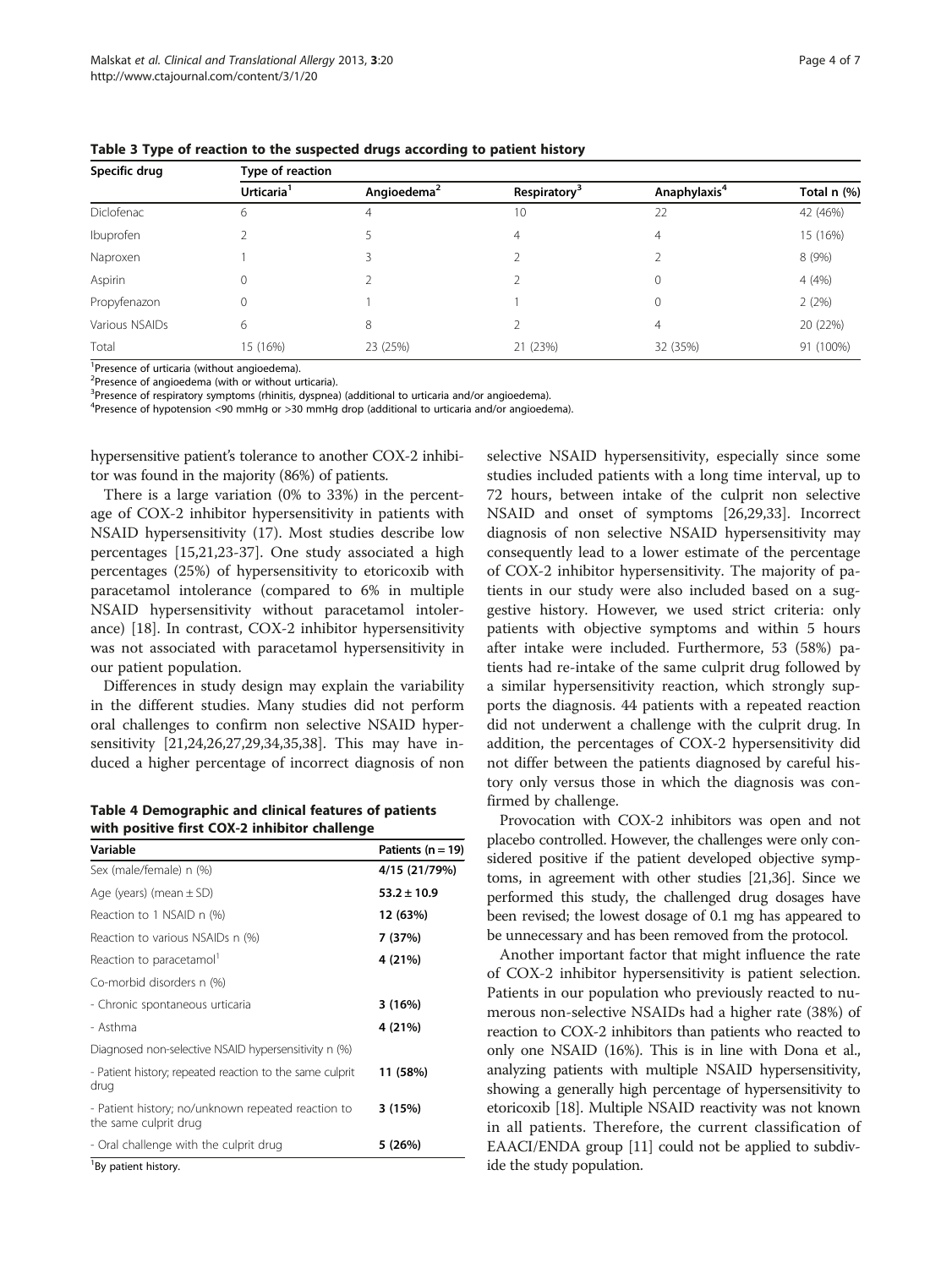**Table 3 Type of reaction to the suspected drugs according to patient history**

| Specific drug | Type of reaction | | | | |
|---|---|---|---|---|---|
| | Urticaria[1] | Angioedema[2] | Respiratory[3] | Anaphylaxis[4] | Total n (%) |
| Diclofenac | 6 | 4 | 10 | 22 | 42 (46%) |
| Ibuprofen | 2 | 5 | 4 | 4 | 15 (16%) |
| Naproxen | 1 | 3 | 2 | 2 | 8 (9%) |
| Aspirin | 0 | 2 | 2 | 0 | 4 (4%) |
| Propyfenazon | 0 | 1 | 1 | 0 | 2 (2%) |
| Various NSAIDs | 6 | 8 | 2 | 4 | 20 (22%) |
| Total | 15 (16%) | 23 (25%) | 21 (23%) | 32 (35%) | 91 (100%) |

[1]Presence of urticaria (without angioedema).
[2]Presence of angioedema (with or without urticaria).
[3]Presence of respiratory symptoms (rhinitis, dyspnea) (additional to urticaria and/or angioedema).
[4]Presence of hypotension <90 mmHg or >30 mmHg drop (additional to urticaria and/or angioedema).

hypersensitive patient's tolerance to another COX-2 inhibitor was found in the majority (86%) of patients.

There is a large variation (0% to 33%) in the percentage of COX-2 inhibitor hypersensitivity in patients with NSAID hypersensitivity (17). Most studies describe low percentages [15,21,23-37]. One study associated a high percentages (25%) of hypersensitivity to etoricoxib with paracetamol intolerance (compared to 6% in multiple NSAID hypersensitivity without paracetamol intolerance) [18]. In contrast, COX-2 inhibitor hypersensitivity was not associated with paracetamol hypersensitivity in our patient population.

Differences in study design may explain the variability in the different studies. Many studies did not perform oral challenges to confirm non selective NSAID hypersensitivity [21,24,26,27,29,34,35,38]. This may have induced a higher percentage of incorrect diagnosis of non selective NSAID hypersensitivity, especially since some studies included patients with a long time interval, up to 72 hours, between intake of the culprit non selective NSAID and onset of symptoms [26,29,33]. Incorrect diagnosis of non selective NSAID hypersensitivity may consequently lead to a lower estimate of the percentage of COX-2 inhibitor hypersensitivity. The majority of patients in our study were also included based on a suggestive history. However, we used strict criteria: only patients with objective symptoms and within 5 hours after intake were included. Furthermore, 53 (58%) patients had re-intake of the same culprit drug followed by a similar hypersensitivity reaction, which strongly supports the diagnosis. 44 patients with a repeated reaction did not underwent a challenge with the culprit drug. In addition, the percentages of COX-2 hypersensitivity did not differ between the patients diagnosed by careful history only versus those in which the diagnosis was confirmed by challenge.

**Table 4 Demographic and clinical features of patients with positive first COX-2 inhibitor challenge**

| Variable | Patients (n = 19) |
|---|---|
| Sex (male/female) n (%) | **4/15 (21/79%)** |
| Age (years) (mean ± SD) | **53.2 ± 10.9** |
| Reaction to 1 NSAID n (%) | **12 (63%)** |
| Reaction to various NSAIDs n (%) | **7 (37%)** |
| Reaction to paracetamol[1] | **4 (21%)** |
| Co-morbid disorders n (%) | |
| - Chronic spontaneous urticaria | **3 (16%)** |
| - Asthma | **4 (21%)** |
| Diagnosed non-selective NSAID hypersensitivity n (%) | |
| - Patient history; repeated reaction to the same culprit drug | **11 (58%)** |
| - Patient history; no/unknown repeated reaction to the same culprit drug | **3 (15%)** |
| - Oral challenge with the culprit drug | **5 (26%)** |

[1]By patient history.

Provocation with COX-2 inhibitors was open and not placebo controlled. However, the challenges were only considered positive if the patient developed objective symptoms, in agreement with other studies [21,36]. Since we performed this study, the challenged drug dosages have been revised; the lowest dosage of 0.1 mg has appeared to be unnecessary and has been removed from the protocol.

Another important factor that might influence the rate of COX-2 inhibitor hypersensitivity is patient selection. Patients in our population who previously reacted to numerous non-selective NSAIDs had a higher rate (38%) of reaction to COX-2 inhibitors than patients who reacted to only one NSAID (16%). This is in line with Dona et al., analyzing patients with multiple NSAID hypersensitivity, showing a generally high percentage of hypersensitivity to etoricoxib [18]. Multiple NSAID reactivity was not known in all patients. Therefore, the current classification of EAACI/ENDA group [11] could not be applied to subdivide the study population.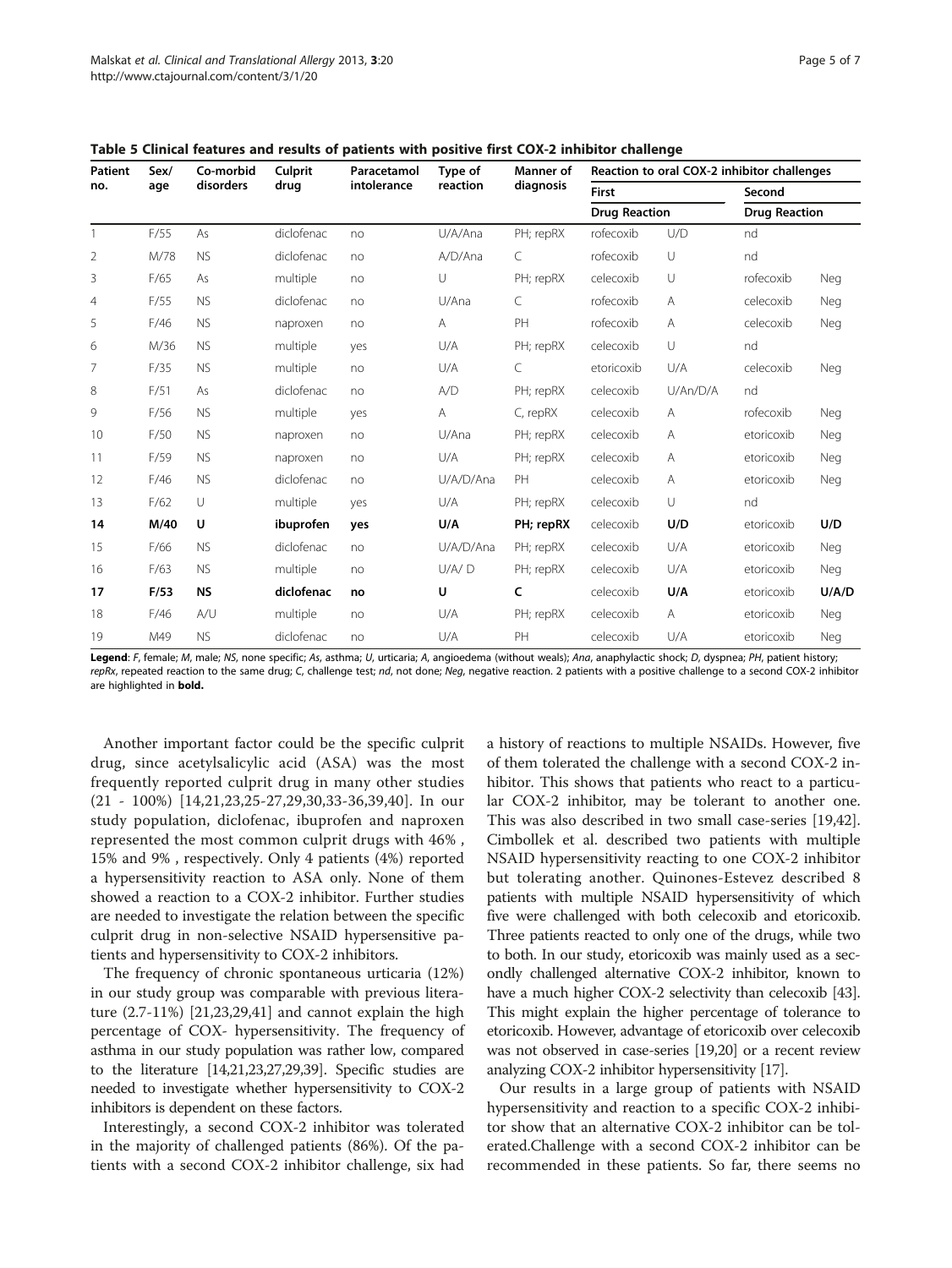**Table 5 Clinical features and results of patients with positive first COX-2 inhibitor challenge**

| Patient no. | Sex/ age | Co-morbid disorders | Culprit drug | Paracetamol intolerance | Type of reaction | Manner of diagnosis | Reaction to oral COX-2 inhibitor challenges | | | |
|---|---|---|---|---|---|---|---|---|---|---|
| | | | | | | | First | | Second | |
| | | | | | | | Drug | Reaction | Drug | Reaction |
| 1 | F/55 | As | diclofenac | no | U/A/Ana | PH; repRX | rofecoxib | U/D | nd | |
| 2 | M/78 | NS | diclofenac | no | A/D/Ana | C | rofecoxib | U | nd | |
| 3 | F/65 | As | multiple | no | U | PH; repRX | celecoxib | U | rofecoxib | Neg |
| 4 | F/55 | NS | diclofenac | no | U/Ana | C | rofecoxib | A | celecoxib | Neg |
| 5 | F/46 | NS | naproxen | no | A | PH | rofecoxib | A | celecoxib | Neg |
| 6 | M/36 | NS | multiple | yes | U/A | PH; repRX | celecoxib | U | nd | |
| 7 | F/35 | NS | multiple | no | U/A | C | etoricoxib | U/A | celecoxib | Neg |
| 8 | F/51 | As | diclofenac | no | A/D | PH; repRX | celecoxib | U/An/D/A | nd | |
| 9 | F/56 | NS | multiple | yes | A | C, repRX | celecoxib | A | rofecoxib | Neg |
| 10 | F/50 | NS | naproxen | no | U/Ana | PH; repRX | celecoxib | A | etoricoxib | Neg |
| 11 | F/59 | NS | naproxen | no | U/A | PH; repRX | celecoxib | A | etoricoxib | Neg |
| 12 | F/46 | NS | diclofenac | no | U/A/D/Ana | PH | celecoxib | A | etoricoxib | Neg |
| 13 | F/62 | U | multiple | yes | U/A | PH; repRX | celecoxib | U | nd | |
| **14** | **M/40** | **U** | **ibuprofen** | **yes** | **U/A** | **PH; repRX** | celecoxib | **U/D** | etoricoxib | **U/D** |
| 15 | F/66 | NS | diclofenac | no | U/A/D/Ana | PH; repRX | celecoxib | U/A | etoricoxib | Neg |
| 16 | F/63 | NS | multiple | no | U/A/ D | PH; repRX | celecoxib | U/A | etoricoxib | Neg |
| **17** | **F/53** | **NS** | **diclofenac** | **no** | **U** | **C** | celecoxib | **U/A** | etoricoxib | **U/A/D** |
| 18 | F/46 | A/U | multiple | no | U/A | PH; repRX | celecoxib | A | etoricoxib | Neg |
| 19 | M49 | NS | diclofenac | no | U/A | PH | celecoxib | U/A | etoricoxib | Neg |

**Legend**: *F*, female; *M*, male; *NS*, none specific; *As*, asthma; *U*, urticaria; *A*, angioedema (without weals); *Ana*, anaphylactic shock; *D*, dyspnea; *PH*, patient history; *repRx*, repeated reaction to the same drug; *C*, challenge test; *nd*, not done; *Neg*, negative reaction. 2 patients with a positive challenge to a second COX-2 inhibitor are highlighted in **bold.**

Another important factor could be the specific culprit drug, since acetylsalicylic acid (ASA) was the most frequently reported culprit drug in many other studies (21 - 100%) [14,21,23,25-27,29,30,33-36,39,40]. In our study population, diclofenac, ibuprofen and naproxen represented the most common culprit drugs with 46% , 15% and 9% , respectively. Only 4 patients (4%) reported a hypersensitivity reaction to ASA only. None of them showed a reaction to a COX-2 inhibitor. Further studies are needed to investigate the relation between the specific culprit drug in non-selective NSAID hypersensitive patients and hypersensitivity to COX-2 inhibitors.

The frequency of chronic spontaneous urticaria (12%) in our study group was comparable with previous literature (2.7-11%) [21,23,29,41] and cannot explain the high percentage of COX- hypersensitivity. The frequency of asthma in our study population was rather low, compared to the literature [14,21,23,27,29,39]. Specific studies are needed to investigate whether hypersensitivity to COX-2 inhibitors is dependent on these factors.

Interestingly, a second COX-2 inhibitor was tolerated in the majority of challenged patients (86%). Of the patients with a second COX-2 inhibitor challenge, six had a history of reactions to multiple NSAIDs. However, five of them tolerated the challenge with a second COX-2 inhibitor. This shows that patients who react to a particular COX-2 inhibitor, may be tolerant to another one. This was also described in two small case-series [19,42]. Cimbollek et al. described two patients with multiple NSAID hypersensitivity reacting to one COX-2 inhibitor but tolerating another. Quinones-Estevez described 8 patients with multiple NSAID hypersensitivity of which five were challenged with both celecoxib and etoricoxib. Three patients reacted to only one of the drugs, while two to both. In our study, etoricoxib was mainly used as a secondly challenged alternative COX-2 inhibitor, known to have a much higher COX-2 selectivity than celecoxib [43]. This might explain the higher percentage of tolerance to etoricoxib. However, advantage of etoricoxib over celecoxib was not observed in case-series [19,20] or a recent review analyzing COX-2 inhibitor hypersensitivity [17].

Our results in a large group of patients with NSAID hypersensitivity and reaction to a specific COX-2 inhibitor show that an alternative COX-2 inhibitor can be tolerated.Challenge with a second COX-2 inhibitor can be recommended in these patients. So far, there seems no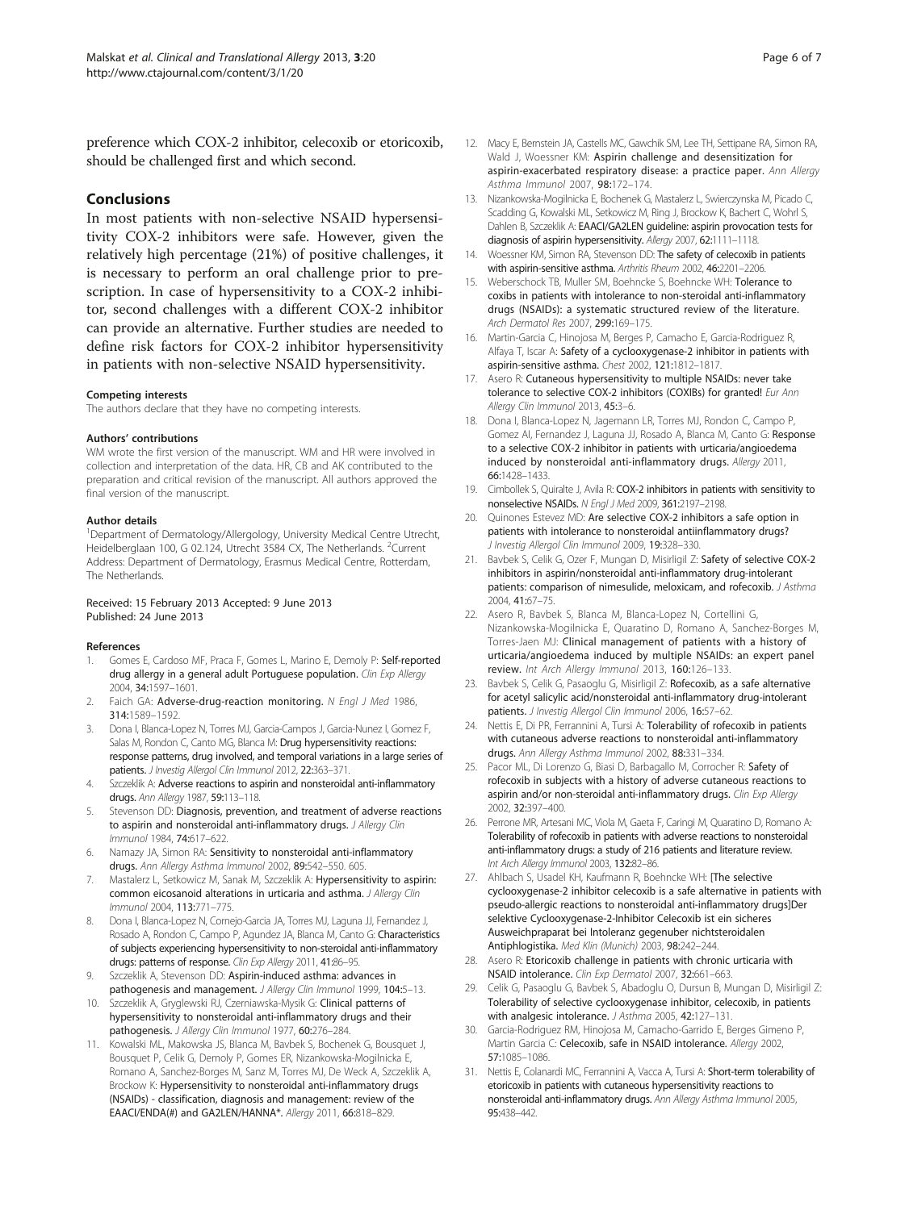preference which COX-2 inhibitor, celecoxib or etoricoxib, should be challenged first and which second.

## Conclusions

In most patients with non-selective NSAID hypersensitivity COX-2 inhibitors were safe. However, given the relatively high percentage (21%) of positive challenges, it is necessary to perform an oral challenge prior to prescription. In case of hypersensitivity to a COX-2 inhibitor, second challenges with a different COX-2 inhibitor can provide an alternative. Further studies are needed to define risk factors for COX-2 inhibitor hypersensitivity in patients with non-selective NSAID hypersensitivity.

#### Competing interests

The authors declare that they have no competing interests.

#### Authors' contributions

WM wrote the first version of the manuscript. WM and HR were involved in collection and interpretation of the data. HR, CB and AK contributed to the preparation and critical revision of the manuscript. All authors approved the final version of the manuscript.

#### Author details

[1]Department of Dermatology/Allergology, University Medical Centre Utrecht, Heidelberglaan 100, G 02.124, Utrecht 3584 CX, The Netherlands. [2]Current Address: Department of Dermatology, Erasmus Medical Centre, Rotterdam, The Netherlands.

Received: 15 February 2013 Accepted: 9 June 2013
Published: 24 June 2013

#### References

1. Gomes E, Cardoso MF, Praca F, Gomes L, Marino E, Demoly P: **Self-reported drug allergy in a general adult Portuguese population.** *Clin Exp Allergy* 2004, **34:**1597–1601.
2. Faich GA: **Adverse-drug-reaction monitoring.** *N Engl J Med* 1986, **314:**1589–1592.
3. Dona I, Blanca-Lopez N, Torres MJ, Garcia-Campos J, Garcia-Nunez I, Gomez F, Salas M, Rondon C, Canto MG, Blanca M: **Drug hypersensitivity reactions: response patterns, drug involved, and temporal variations in a large series of patients.** *J Investig Allergol Clin Immunol* 2012, **22:**363–371.
4. Szczeklik A: **Adverse reactions to aspirin and nonsteroidal anti-inflammatory drugs.** *Ann Allergy* 1987, **59:**113–118.
5. Stevenson DD: **Diagnosis, prevention, and treatment of adverse reactions to aspirin and nonsteroidal anti-inflammatory drugs.** *J Allergy Clin Immunol* 1984, **74:**617–622.
6. Namazy JA, Simon RA: **Sensitivity to nonsteroidal anti-inflammatory drugs.** *Ann Allergy Asthma Immunol* 2002, **89:**542–550. 605.
7. Mastalerz L, Setkowicz M, Sanak M, Szczeklik A: **Hypersensitivity to aspirin: common eicosanoid alterations in urticaria and asthma.** *J Allergy Clin Immunol* 2004, **113:**771–775.
8. Dona I, Blanca-Lopez N, Cornejo-Garcia JA, Torres MJ, Laguna JJ, Fernandez J, Rosado A, Rondon C, Campo P, Agundez JA, Blanca M, Canto G: **Characteristics of subjects experiencing hypersensitivity to non-steroidal anti-inflammatory drugs: patterns of response.** *Clin Exp Allergy* 2011, **41:**86–95.
9. Szczeklik A, Stevenson DD: **Aspirin-induced asthma: advances in pathogenesis and management.** *J Allergy Clin Immunol* 1999, **104:**5–13.
10. Szczeklik A, Gryglewski RJ, Czerniawska-Mysik G: **Clinical patterns of hypersensitivity to nonsteroidal anti-inflammatory drugs and their pathogenesis.** *J Allergy Clin Immunol* 1977, **60:**276–284.
11. Kowalski ML, Makowska JS, Blanca M, Bavbek S, Bochenek G, Bousquet J, Bousquet P, Celik G, Demoly P, Gomes ER, Nizankowska-Mogilnicka E, Romano A, Sanchez-Borges M, Sanz M, Torres MJ, De Weck A, Szczeklik A, Brockow K: **Hypersensitivity to nonsteroidal anti-inflammatory drugs (NSAIDs) - classification, diagnosis and management: review of the EAACI/ENDA(#) and GA2LEN/HANNA\*.** *Allergy* 2011, **66:**818–829.
12. Macy E, Bernstein JA, Castells MC, Gawchik SM, Lee TH, Settipane RA, Simon RA, Wald J, Woessner KM: **Aspirin challenge and desensitization for aspirin-exacerbated respiratory disease: a practice paper.** *Ann Allergy Asthma Immunol* 2007, **98:**172–174.
13. Nizankowska-Mogilnicka E, Bochenek G, Mastalerz L, Swierczynska M, Picado C, Scadding G, Kowalski ML, Setkowicz M, Ring J, Brockow K, Bachert C, Wohrl S, Dahlen B, Szczeklik A: **EAACI/GA2LEN guideline: aspirin provocation tests for diagnosis of aspirin hypersensitivity.** *Allergy* 2007, **62:**1111–1118.
14. Woessner KM, Simon RA, Stevenson DD: **The safety of celecoxib in patients with aspirin-sensitive asthma.** *Arthritis Rheum* 2002, **46:**2201–2206.
15. Weberschock TB, Muller SM, Boehncke S, Boehncke WH: **Tolerance to coxibs in patients with intolerance to non-steroidal anti-inflammatory drugs (NSAIDs): a systematic structured review of the literature.** *Arch Dermatol Res* 2007, **299:**169–175.
16. Martin-Garcia C, Hinojosa M, Berges P, Camacho E, Garcia-Rodriguez R, Alfaya T, Iscar A: **Safety of a cyclooxygenase-2 inhibitor in patients with aspirin-sensitive asthma.** *Chest* 2002, **121:**1812–1817.
17. Asero R: **Cutaneous hypersensitivity to multiple NSAIDs: never take tolerance to selective COX-2 inhibitors (COXIBs) for granted!** *Eur Ann Allergy Clin Immunol* 2013, **45:**3–6.
18. Dona I, Blanca-Lopez N, Jagemann LR, Torres MJ, Rondon C, Campo P, Gomez AI, Fernandez J, Laguna JJ, Rosado A, Blanca M, Canto G: **Response to a selective COX-2 inhibitor in patients with urticaria/angioedema induced by nonsteroidal anti-inflammatory drugs.** *Allergy* 2011, **66:**1428–1433.
19. Cimbollek S, Quiralte J, Avila R: **COX-2 inhibitors in patients with sensitivity to nonselective NSAIDs.** *N Engl J Med* 2009, **361:**2197–2198.
20. Quinones Estevez MD: **Are selective COX-2 inhibitors a safe option in patients with intolerance to nonsteroidal antiinflammatory drugs?** *J Investig Allergol Clin Immunol* 2009, **19:**328–330.
21. Bavbek S, Celik G, Ozer F, Mungan D, Misirligil Z: **Safety of selective COX-2 inhibitors in aspirin/nonsteroidal anti-inflammatory drug-intolerant patients: comparison of nimesulide, meloxicam, and rofecoxib.** *J Asthma* 2004, **41:**67–75.
22. Asero R, Bavbek S, Blanca M, Blanca-Lopez N, Cortellini G, Nizankowska-Mogilnicka E, Quaratino D, Romano A, Sanchez-Borges M, Torres-Jaen MJ: **Clinical management of patients with a history of urticaria/angioedema induced by multiple NSAIDs: an expert panel review.** *Int Arch Allergy Immunol* 2013, **160:**126–133.
23. Bavbek S, Celik G, Pasaoglu G, Misirligil Z: **Rofecoxib, as a safe alternative for acetyl salicylic acid/nonsteroidal anti-inflammatory drug-intolerant patients.** *J Investig Allergol Clin Immunol* 2006, **16:**57–62.
24. Nettis E, Di PR, Ferrannini A, Tursi A: **Tolerability of rofecoxib in patients with cutaneous adverse reactions to nonsteroidal anti-inflammatory drugs.** *Ann Allergy Asthma Immunol* 2002, **88:**331–334.
25. Pacor ML, Di Lorenzo G, Biasi D, Barbagallo M, Corrocher R: **Safety of rofecoxib in subjects with a history of adverse cutaneous reactions to aspirin and/or non-steroidal anti-inflammatory drugs.** *Clin Exp Allergy* 2002, **32:**397–400.
26. Perrone MR, Artesani MC, Viola M, Gaeta F, Caringi M, Quaratino D, Romano A: **Tolerability of rofecoxib in patients with adverse reactions to nonsteroidal anti-inflammatory drugs: a study of 216 patients and literature review.** *Int Arch Allergy Immunol* 2003, **132:**82–86.
27. Ahlbach S, Usadel KH, Kaufmann R, Boehncke WH: **[The selective cyclooxygenase-2 inhibitor celecoxib is a safe alternative in patients with pseudo-allergic reactions to nonsteroidal anti-inflammatory drugs]Der selektive Cyclooxygenase-2-Inhibitor Celecoxib ist ein sicheres Ausweichpraparat bei Intoleranz gegenuber nichtsteroidalen Antiphlogistika.** *Med Klin (Munich)* 2003, **98:**242–244.
28. Asero R: **Etoricoxib challenge in patients with chronic urticaria with NSAID intolerance.** *Clin Exp Dermatol* 2007, **32:**661–663.
29. Celik G, Pasaoglu G, Bavbek S, Abadoglu O, Dursun B, Mungan D, Misirligil Z: **Tolerability of selective cyclooxygenase inhibitor, celecoxib, in patients with analgesic intolerance.** *J Asthma* 2005, **42:**127–131.
30. Garcia-Rodriguez RM, Hinojosa M, Camacho-Garrido E, Berges Gimeno P, Martin Garcia C: **Celecoxib, safe in NSAID intolerance.** *Allergy* 2002, **57:**1085–1086.
31. Nettis E, Colanardi MC, Ferrannini A, Vacca A, Tursi A: **Short-term tolerability of etoricoxib in patients with cutaneous hypersensitivity reactions to nonsteroidal anti-inflammatory drugs.** *Ann Allergy Asthma Immunol* 2005, **95:**438–442.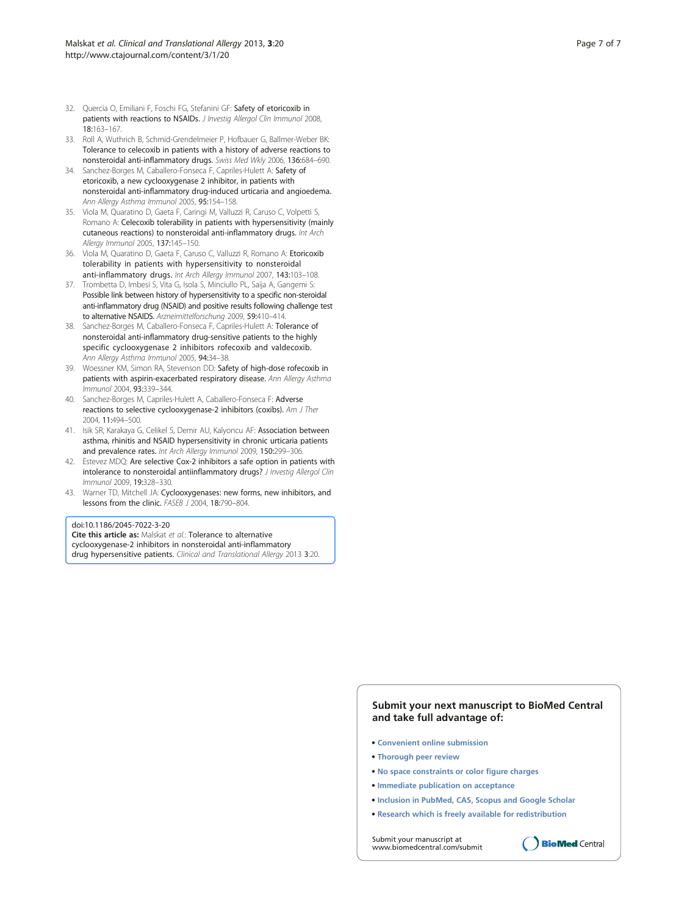32. Quercia O, Emiliani F, Foschi FG, Stefanini GF: **Safety of etoricoxib in patients with reactions to NSAIDs.** *J Investig Allergol Clin Immunol* 2008, **18:**163–167.
33. Roll A, Wuthrich B, Schmid-Grendelmeier P, Hofbauer G, Ballmer-Weber BK: **Tolerance to celecoxib in patients with a history of adverse reactions to nonsteroidal anti-inflammatory drugs.** *Swiss Med Wkly* 2006, **136:**684–690.
34. Sanchez-Borges M, Caballero-Fonseca F, Capriles-Hulett A: **Safety of etoricoxib, a new cyclooxygenase 2 inhibitor, in patients with nonsteroidal anti-inflammatory drug-induced urticaria and angioedema.** *Ann Allergy Asthma Immunol* 2005, **95:**154–158.
35. Viola M, Quaratino D, Gaeta F, Caringi M, Valluzzi R, Caruso C, Volpetti S, Romano A: **Celecoxib tolerability in patients with hypersensitivity (mainly cutaneous reactions) to nonsteroidal anti-inflammatory drugs.** *Int Arch Allergy Immunol* 2005, **137:**145–150.
36. Viola M, Quaratino D, Gaeta F, Caruso C, Valluzzi R, Romano A: **Etoricoxib tolerability in patients with hypersensitivity to nonsteroidal anti-inflammatory drugs.** *Int Arch Allergy Immunol* 2007, **143:**103–108.
37. Trombetta D, Imbesi S, Vita G, Isola S, Minciullo PL, Saija A, Gangemi S: **Possible link between history of hypersensitivity to a specific non-steroidal anti-inflammatory drug (NSAID) and positive results following challenge test to alternative NSAIDS.** *Arzneimittelforschung* 2009, **59:**410–414.
38. Sanchez-Borges M, Caballero-Fonseca F, Capriles-Hulett A: **Tolerance of nonsteroidal anti-inflammatory drug-sensitive patients to the highly specific cyclooxygenase 2 inhibitors rofecoxib and valdecoxib.** *Ann Allergy Asthma Immunol* 2005, **94:**34–38.
39. Woessner KM, Simon RA, Stevenson DD: **Safety of high-dose rofecoxib in patients with aspirin-exacerbated respiratory disease.** *Ann Allergy Asthma Immunol* 2004, **93:**339–344.
40. Sanchez-Borges M, Capriles-Hulett A, Caballero-Fonseca F: **Adverse reactions to selective cyclooxygenase-2 inhibitors (coxibs).** *Am J Ther* 2004, **11:**494–500.
41. Isik SR, Karakaya G, Celikel S, Demir AU, Kalyoncu AF: **Association between asthma, rhinitis and NSAID hypersensitivity in chronic urticaria patients and prevalence rates.** *Int Arch Allergy Immunol* 2009, **150:**299–306.
42. Estevez MDQ: **Are selective Cox-2 inhibitors a safe option in patients with intolerance to nonsteroidal antiinflammatory drugs?** *J Investig Allergol Clin Immunol* 2009, **19:**328–330.
43. Warner TD, Mitchell JA: **Cyclooxygenases: new forms, new inhibitors, and lessons from the clinic.** *FASEB J* 2004, **18:**790–804.

doi:10.1186/2045-7022-3-20
**Cite this article as:** Malskat *et al.*: Tolerance to alternative cyclooxygenase-2 inhibitors in nonsteroidal anti-inflammatory drug hypersensitive patients. *Clinical and Translational Allergy* 2013 **3**:20.

**Submit your next manuscript to BioMed Central and take full advantage of:**

- **Convenient online submission**
- **Thorough peer review**
- **No space constraints or color figure charges**
- **Immediate publication on acceptance**
- **Inclusion in PubMed, CAS, Scopus and Google Scholar**
- **Research which is freely available for redistribution**

Submit your manuscript at
www.biomedcentral.com/submit

BioMed Central